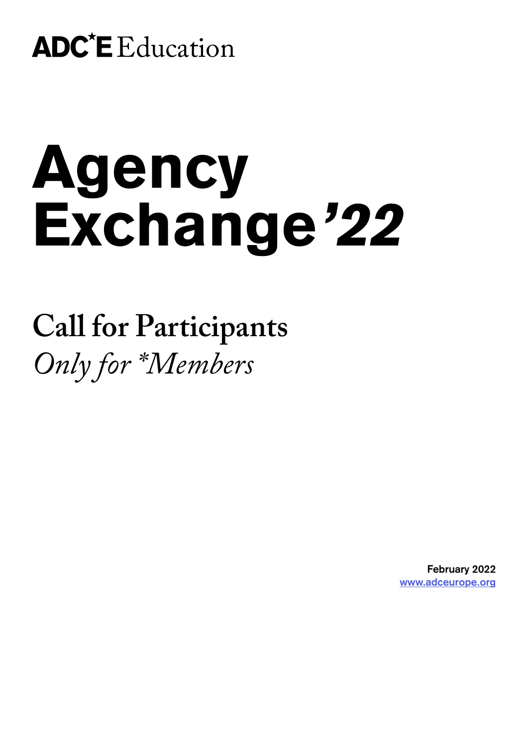ADC*E Education

# Agency Exchange'22

## Call for Participants

*Only for *Members*

February 2022
www.adceurope.org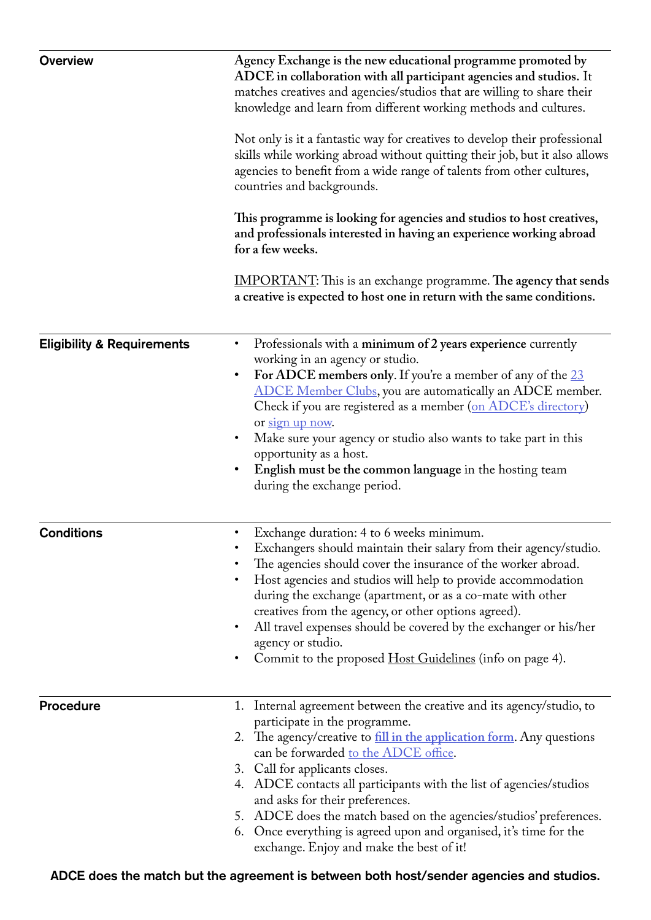## Overview

**Agency Exchange is the new educational programme promoted by ADCE in collaboration with all participant agencies and studios.** It matches creatives and agencies/studios that are willing to share their knowledge and learn from different working methods and cultures.

Not only is it a fantastic way for creatives to develop their professional skills while working abroad without quitting their job, but it also allows agencies to benefit from a wide range of talents from other cultures, countries and backgrounds.

**This programme is looking for agencies and studios to host creatives, and professionals interested in having an experience working abroad for a few weeks.**

IMPORTANT: This is an exchange programme. **The agency that sends a creative is expected to host one in return with the same conditions.**

## Eligibility & Requirements

- Professionals with a **minimum of 2 years experience** currently working in an agency or studio.
- **For ADCE members only**. If you're a member of any of the 23 ADCE Member Clubs, you are automatically an ADCE member. Check if you are registered as a member (on ADCE's directory) or sign up now.
- Make sure your agency or studio also wants to take part in this opportunity as a host.
- **English must be the common language** in the hosting team during the exchange period.

## Conditions

- Exchange duration: 4 to 6 weeks minimum.
- Exchangers should maintain their salary from their agency/studio.
- The agencies should cover the insurance of the worker abroad.
- Host agencies and studios will help to provide accommodation during the exchange (apartment, or as a co-mate with other creatives from the agency, or other options agreed).
- All travel expenses should be covered by the exchanger or his/her agency or studio.
- Commit to the proposed Host Guidelines (info on page 4).

## Procedure

1. Internal agreement between the creative and its agency/studio, to participate in the programme.
2. The agency/creative to **fill in the application form**. Any questions can be forwarded to the ADCE office.
3. Call for applicants closes.
4. ADCE contacts all participants with the list of agencies/studios and asks for their preferences.
5. ADCE does the match based on the agencies/studios' preferences.
6. Once everything is agreed upon and organised, it's time for the exchange. Enjoy and make the best of it!

**ADCE does the match but the agreement is between both host/sender agencies and studios.**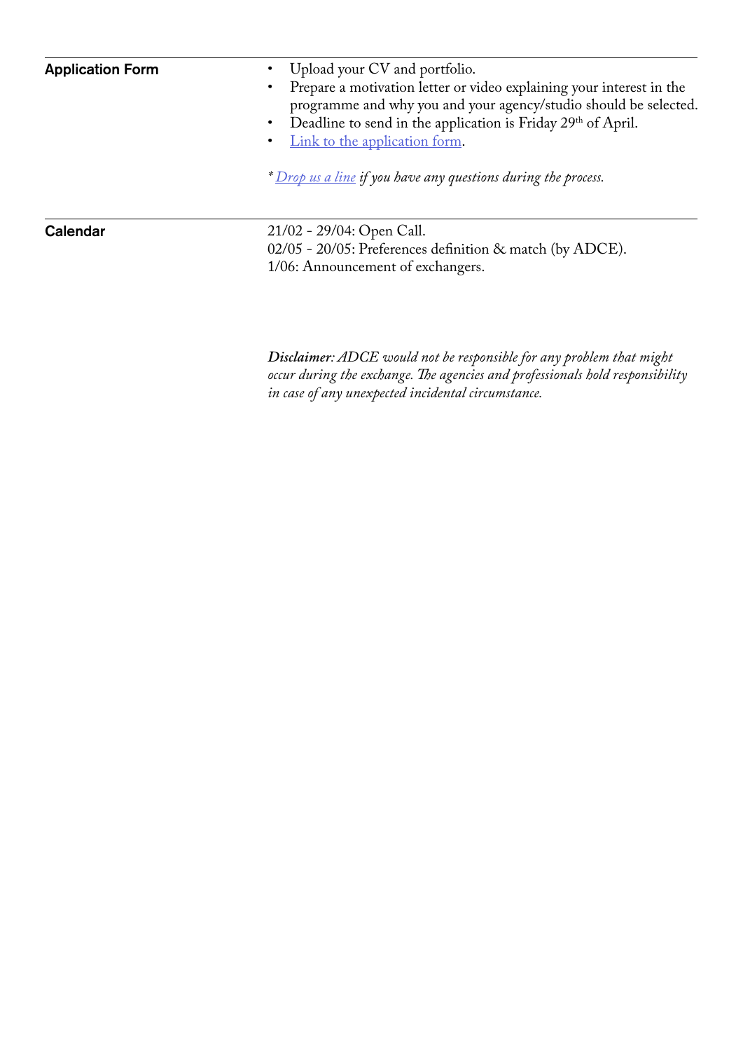## Application Form

- Upload your CV and portfolio.
- Prepare a motivation letter or video explaining your interest in the programme and why you and your agency/studio should be selected.
- Deadline to send in the application is Friday 29th of April.
- [Link to the application form](#).

*\* [Drop us a line](#) if you have any questions during the process.*

## Calendar

21/02 - 29/04: Open Call.
02/05 - 20/05: Preferences definition & match (by ADCE).
1/06: Announcement of exchangers.

***Disclaimer**: ADCE would not be responsible for any problem that might occur during the exchange. The agencies and professionals hold responsibility in case of any unexpected incidental circumstance.*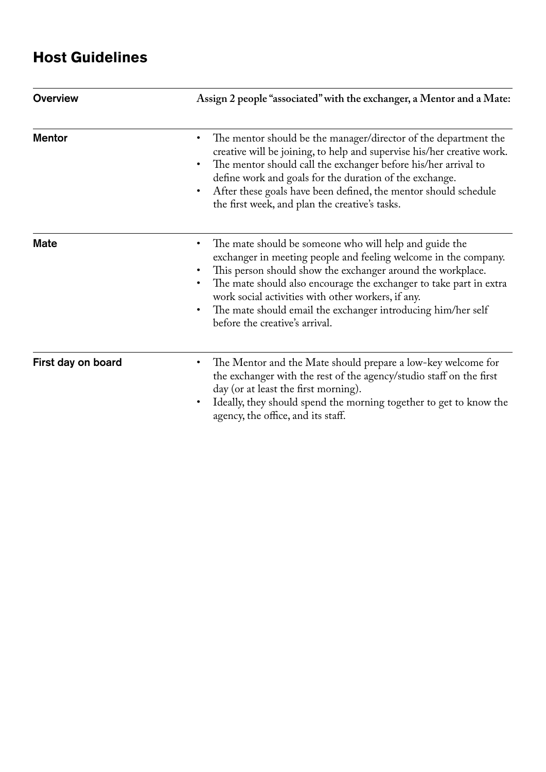## Host Guidelines

| | |
|---|---|
| **Overview** | **Assign 2 people "associated" with the exchanger, a Mentor and a Mate:** |
| **Mentor** | • The mentor should be the manager/director of the department the creative will be joining, to help and supervise his/her creative work.<br>• The mentor should call the exchanger before his/her arrival to define work and goals for the duration of the exchange.<br>• After these goals have been defined, the mentor should schedule the first week, and plan the creative's tasks. |
| **Mate** | • The mate should be someone who will help and guide the exchanger in meeting people and feeling welcome in the company.<br>• This person should show the exchanger around the workplace.<br>• The mate should also encourage the exchanger to take part in extra work social activities with other workers, if any.<br>• The mate should email the exchanger introducing him/her self before the creative's arrival. |
| **First day on board** | • The Mentor and the Mate should prepare a low-key welcome for the exchanger with the rest of the agency/studio staff on the first day (or at least the first morning).<br>• Ideally, they should spend the morning together to get to know the agency, the office, and its staff. |